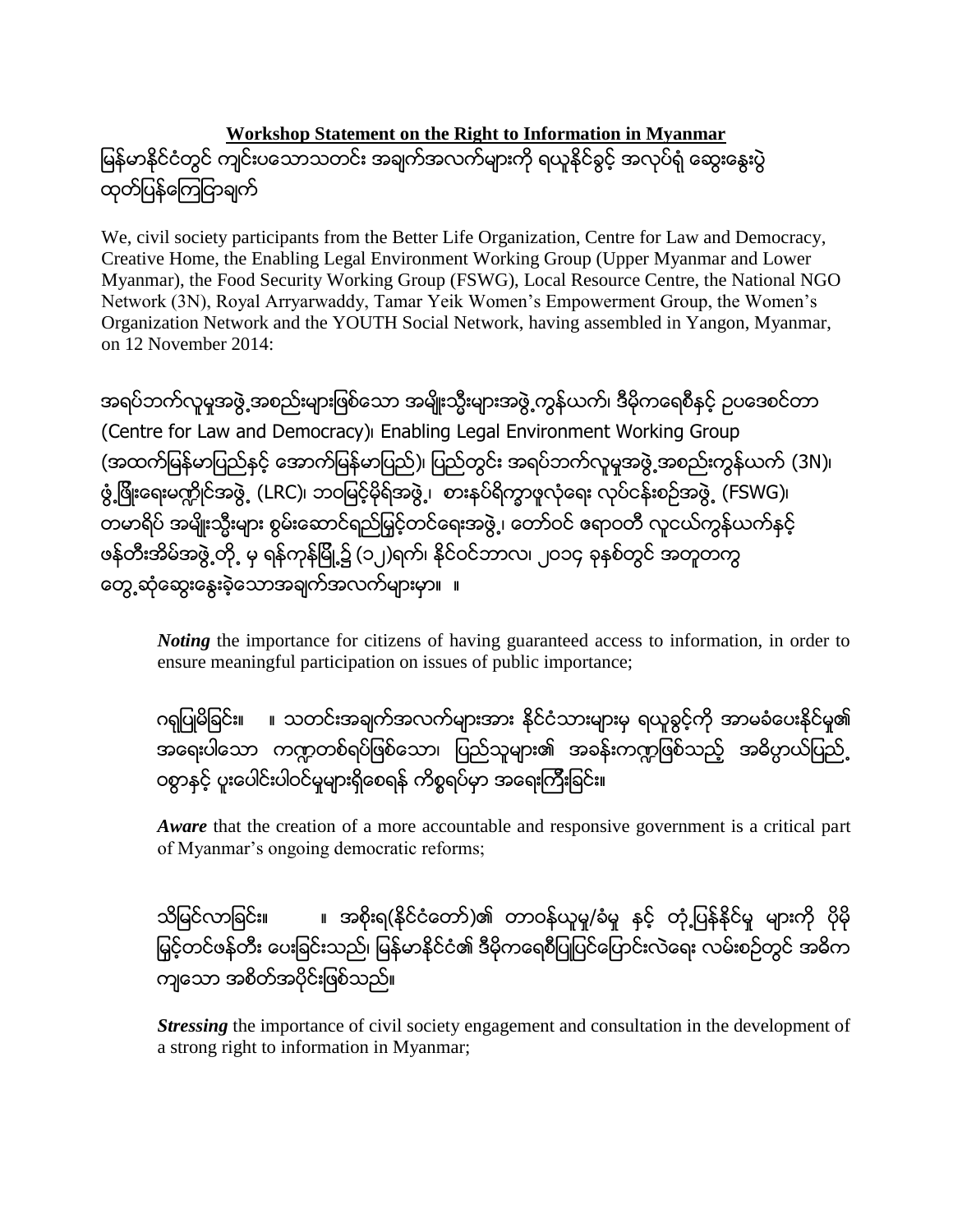**Workshop Statement on the Right to Information in Myanmar**

မြန်မာနိုင်ငံတွင် ကျင်းပသောသတင်း အချက်အလက်များကို ရယူနိုင်ခွင့် အလုပ်ရုံ ဆွေးနွေးပွဲ ထုတ်ပြန်ကြေငြာချက်

We, civil society participants from the Better Life Organization, Centre for Law and Democracy, Creative Home, the Enabling Legal Environment Working Group (Upper Myanmar and Lower Myanmar), the Food Security Working Group (FSWG), Local Resource Centre, the National NGO Network (3N), Royal Arryarwaddy, Tamar Yeik Women's Empowerment Group, the Women's Organization Network and the YOUTH Social Network, having assembled in Yangon, Myanmar, on 12 November 2014:

အရပ်ဘက်လူမှုအဖွဲ့အစည်းများဖြစ်သော အမျိုးသမီးများအဖွဲ့ကွန်ယက်၊ ဒီမိုကရေစီနှင့် ဥပဒေစင်တာ (Centre for Law and Democracy)၊ Enabling Legal Environment Working Group (အထက်မြန်မာပြည်နှင့် အောက်မြန်မာပြည်)၊ ပြည်တွင်း အရပ်ဘက်လူမှုအဖွဲ့အစည်းကွန်ယက် (3N)၊ ဖွံ့ဖြိုးရေးမဏ္ဍိုင်အဖွဲ့ (LRC)၊ ဘဝမြင့်မိုရ်အဖွဲ့၊ စားနပ်ရိက္ခာဖူလုံရေး လုပ်ငန်းစဉ်အဖွဲ့ (FSWG)၊ တမာရိပ် အမျိုးသမီးများ စွမ်းဆောင်ရည်မြင့်တင်ရေးအဖွဲ့၊ တော်ဝင် ဧရာဝတီ လူငယ်ကွန်ယက်နှင့် ဖန်တီးအိမ်အဖွဲ့တို့ မှ ရန်ကုန်မြို့၌ (၁၂)ရက်၊ နိုင်ဝင်ဘာလ၊ ၂၀၁၄ ခုနှစ်တွင် အတူတကွ တွေ့ဆုံဆွေးနွေးခဲ့သောအချက်အလက်များမှာ။ ။

> ***Noting*** the importance for citizens of having guaranteed access to information, in order to ensure meaningful participation on issues of public importance;
>
> ဂရုပြုမိခြင်း။ ။ သတင်းအချက်အလက်များအား နိုင်ငံသားများမှ ရယူခွင့်ကို အာမခံပေးနိုင်မှု၏ အရေးပါသော ကဏ္ဍတစ်ရပ်ဖြစ်သော၊ ပြည်သူများ၏ အခန်းကဏ္ဍဖြစ်သည့် အဓိပ္ပာယ်ပြည့်ဝစွာနှင့် ပူးပေါင်းပါဝင်မှုများရှိစေရန် ကိစ္စရပ်မှာ အရေးကြီးခြင်း။
>
> ***Aware*** that the creation of a more accountable and responsive government is a critical part of Myanmar's ongoing democratic reforms;
>
> သိမြင်လာခြင်း။ ။ အစိုးရ(နိုင်ငံတော်)၏ တာဝန်ယူမှု/ခံမှု နှင့် တုံ့ပြန်နိုင်မှု များကို ပိုမိုမြှင့်တင်ဖန်တီး ပေးခြင်းသည်၊ မြန်မာနိုင်ငံ၏ ဒီမိုကရေစီပြုပြင်ပြောင်းလဲရေး လမ်းစဉ်တွင် အဓိကကျသော အစိတ်အပိုင်းဖြစ်သည်။
>
> ***Stressing*** the importance of civil society engagement and consultation in the development of a strong right to information in Myanmar;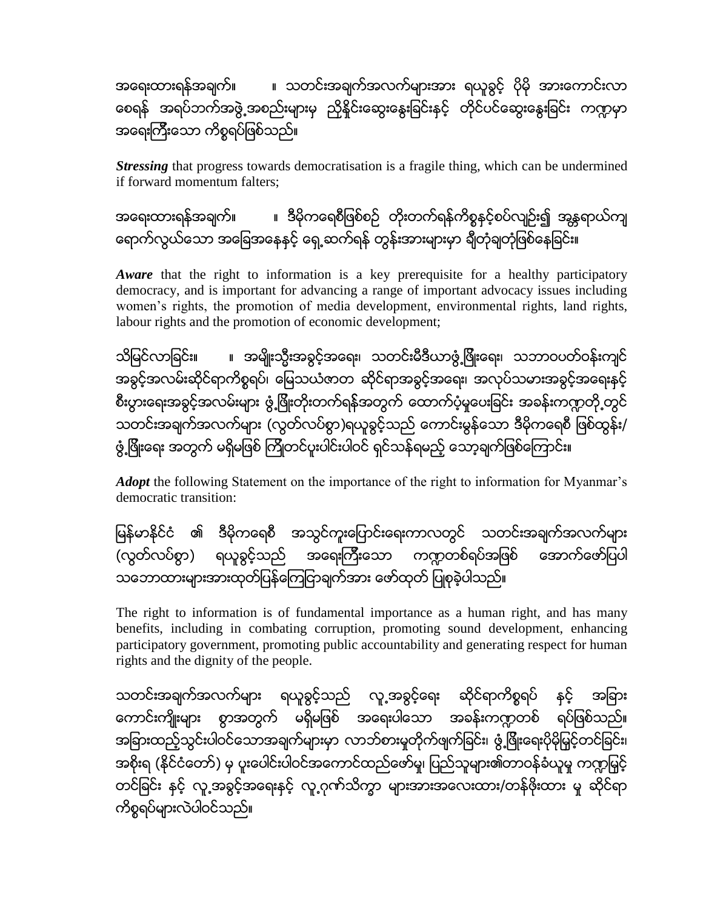အရေးထားရန်အချက်။ ။ သတင်းအချက်အလက်များအား ရယူခွင့် ပိုမို အားကောင်းလာစေရန် အရပ်ဘက်အဖွဲ့အစည်းများမှ ညှိနှိုင်းဆွေးနွေးခြင်းနှင့် တိုင်ပင်ဆွေးနွေးခြင်း ကဏ္ဍမှာ အရေးကြီးသော ကိစ္စရပ်ဖြစ်သည်။

***Stressing*** that progress towards democratisation is a fragile thing, which can be undermined if forward momentum falters;

အရေးထားရန်အချက်။ ။ ဒီမိုကရေစီဖြစ်စဉ် တိုးတက်ရန်ကိစ္စနှင့်စပ်လျဉ်း၍ အန္တရာယ်ကျရောက်လွယ်သော အခြေအနေနှင့် ရှေ့ဆက်ရန် တွန်းအားများမှာ ချိတုံ့ချတုံ့ဖြစ်နေခြင်း။

***Aware*** that the right to information is a key prerequisite for a healthy participatory democracy, and is important for advancing a range of important advocacy issues including women's rights, the promotion of media development, environmental rights, land rights, labour rights and the promotion of economic development;

သိမြင်လာခြင်း။ ။ အမျိုးသမီးအခွင့်အရေး၊ သတင်းမီဒီယာဖွံ့ဖြိုးရေး၊ သဘာဝပတ်ဝန်းကျင်အခွင့်အလမ်းဆိုင်ရာကိစ္စရပ်၊ မြေသယံဇာတ ဆိုင်ရာအခွင့်အရေး၊ အလုပ်သမားအခွင့်အရေးနှင့် စီးပွားရေးအခွင့်အလမ်းများ ဖွံ့ဖြိုးတိုးတက်ရန်အတွက် ထောက်ပံ့မှုပေးခြင်း အခန်းကဏ္ဍတို့တွင် သတင်းအချက်အလက်များ (လွတ်လပ်စွာ)ရယူခွင့်သည် ကောင်းမွန်သော ဒီမိုကရေစီ ဖြစ်ထွန်း/ ဖွံ့ဖြိုးရေး အတွက် မရှိမဖြစ် ကြိုတင်ပူးပေါင်းပါဝင် ရှင်သန်ရမည့် သော့ချက်ဖြစ်ကြောင်း။

***Adopt*** the following Statement on the importance of the right to information for Myanmar's democratic transition:

မြန်မာနိုင်ငံ ၏ ဒီမိုကရေစီ အသွင်ကူးပြောင်းရေးကာလတွင် သတင်းအချက်အလက်များ (လွတ်လပ်စွာ) ရယူခွင့်သည် အရေးကြီးသော ကဏ္ဍတစ်ရပ်အဖြစ် အောက်ဖော်ပြပါ သဘောထားများအားထုတ်ပြန်ကြေငြာချက်အား ဖော်ထုတ် ပြုစုခဲ့ပါသည်။

The right to information is of fundamental importance as a human right, and has many benefits, including in combating corruption, promoting sound development, enhancing participatory government, promoting public accountability and generating respect for human rights and the dignity of the people.

သတင်းအချက်အလက်များ ရယူခွင့်သည် လူ့အခွင့်အရေး ဆိုင်ရာကိစ္စရပ် နှင့် အခြား ကောင်းကျိုးများ စွာအတွက် မရှိမဖြစ် အရေးပါသော အခန်းကဏ္ဍတစ် ရပ်ဖြစ်သည်။ အခြားထည့်သွင်းပါဝင်သောအချက်များမှာ လာဘ်စားမှုတိုက်ဖျက်ခြင်း၊ ဖွံ့ဖြိုးရေးပိုမိုမြင့်တင်ခြင်း၊ အစိုးရ (နိုင်ငံတော်) မှ ပူးပေါင်းပါဝင်အကောင်ထည်ဖော်မှု၊ ပြည်သူများ၏တာဝန်ခံယူမှု ကဏ္ဍမြင့်တင်ခြင်း နှင့် လူ့အခွင့်အရေးနှင့် လူ့ဂုဏ်သိက္ခာ များအားအလေးထား/တန်ဖိုးထား မှု ဆိုင်ရာ ကိစ္စရပ်များလဲပါဝင်သည်။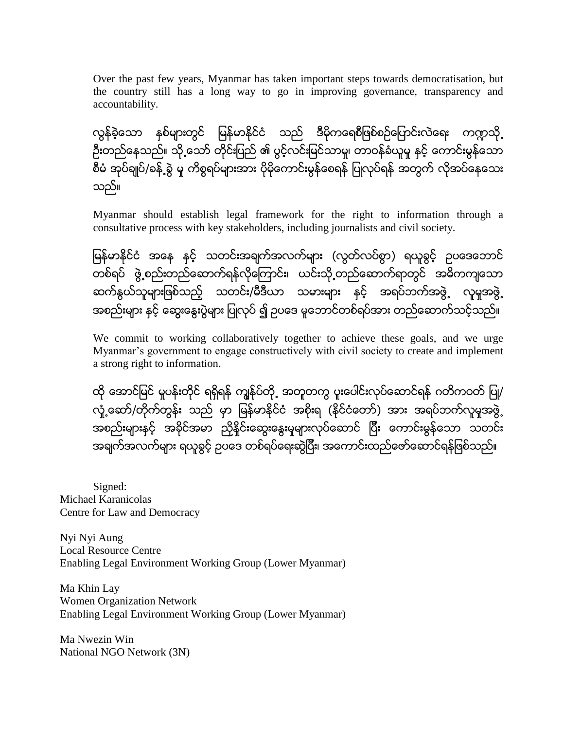Over the past few years, Myanmar has taken important steps towards democratisation, but the country still has a long way to go in improving governance, transparency and accountability.

လွန်ခဲ့သော နှစ်များတွင် မြန်မာနိုင်ငံ သည် ဒီမိုကရေစီဖြစ်စဉ်ပြောင်းလဲရေး ကဏ္ဍသို့ ဦးတည်နေသည်။ သို့သော် တိုင်းပြည် ၏ ပွင့်လင်းမြင်သာမှု၊ တာဝန်ခံယူမှု နှင့် ကောင်းမွန်သော စီမံ အုပ်ချုပ်/ခန့်ခွဲ မှု ကိစ္စရပ်များအား ပိုမိုကောင်းမွန်စေရန် ပြုလုပ်ရန် အတွက် လိုအပ်နေသေး သည်။

Myanmar should establish legal framework for the right to information through a consultative process with key stakeholders, including journalists and civil society.

မြန်မာနိုင်ငံ အနေ နှင့် သတင်းအချက်အလက်များ (လွတ်လပ်စွာ) ရယူခွင့် ဥပဒေဘောင် တစ်ရပ် ဖွဲ့စည်းတည်ဆောက်ရန်လိုကြောင်း၊ ယင်းသို့တည်ဆောက်ရာတွင် အဓိကကျသော ဆက်နွယ်သူများဖြစ်သည့် သတင်း/မီဒီယာ သမားများ နှင့် အရပ်ဘက်အဖွဲ့ လူမှုအဖွဲ့ အစည်းများ နှင့် ဆွေးနွေးပွဲများ ပြုလုပ် ၍ ဥပဒေ မူဘောင်တစ်ရပ်အား တည်ဆောက်သင့်သည်။

We commit to working collaboratively together to achieve these goals, and we urge Myanmar's government to engage constructively with civil society to create and implement a strong right to information.

ထို အောင်မြင် မှုပန်းတိုင် ရရှိရန် ကျွန်ုပ်တို့ အတူတကွ ပူးပေါင်းလုပ်ဆောင်ရန် ဂတိကဝတ် ပြု/ လှုံ့ဆော်/တိုက်တွန်း သည် မှာ မြန်မာနိုင်ငံ အစိုးရ (နိုင်ငံတော်) အား အရပ်ဘက်လူမှုအဖွဲ့ အစည်းများနှင့် အခိုင်အမာ ညှိနှိုင်းဆွေးနွေးမှုများလုပ်ဆောင် ပြီး ကောင်းမွန်သော သတင်း အချက်အလက်များ ရယူခွင့် ဥပဒေ တစ်ရပ်ရေးဆွဲပြီး၊ အကောင်းထည်ဖော်ဆောင်ရန်ဖြစ်သည်။

Signed:

Michael Karanicolas
Centre for Law and Democracy

Nyi Nyi Aung
Local Resource Centre
Enabling Legal Environment Working Group (Lower Myanmar)

Ma Khin Lay
Women Organization Network
Enabling Legal Environment Working Group (Lower Myanmar)

Ma Nwezin Win
National NGO Network (3N)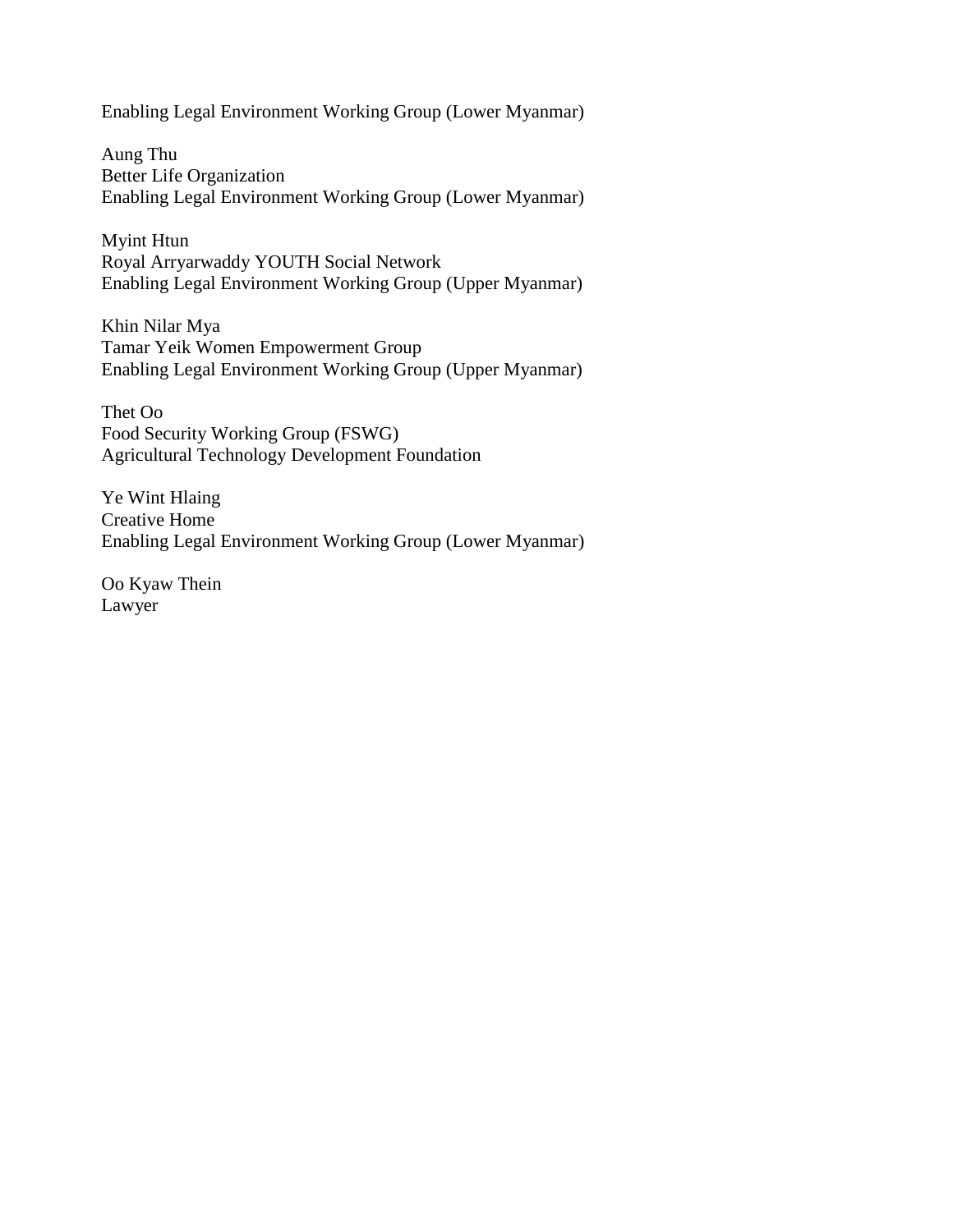Enabling Legal Environment Working Group (Lower Myanmar)

Aung Thu
Better Life Organization
Enabling Legal Environment Working Group (Lower Myanmar)

Myint Htun
Royal Arryarwaddy YOUTH Social Network
Enabling Legal Environment Working Group (Upper Myanmar)

Khin Nilar Mya
Tamar Yeik Women Empowerment Group
Enabling Legal Environment Working Group (Upper Myanmar)

Thet Oo
Food Security Working Group (FSWG)
Agricultural Technology Development Foundation

Ye Wint Hlaing
Creative Home
Enabling Legal Environment Working Group (Lower Myanmar)

Oo Kyaw Thein
Lawyer